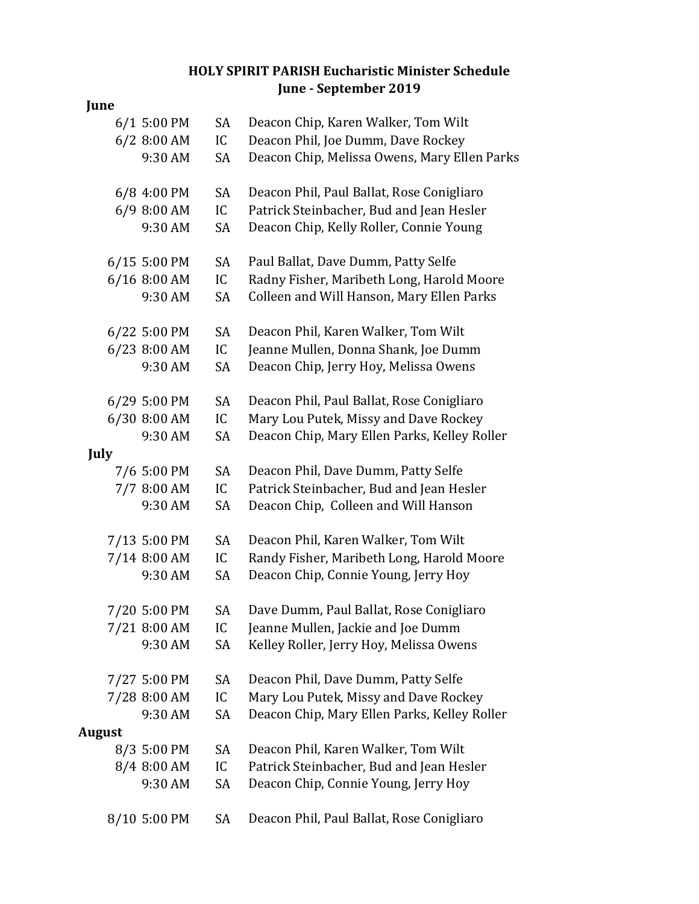# HOLY SPIRIT PARISH Eucharistic Minister Schedule
## June - September 2019

**June**

| Date | Time | Location | Ministers |
|---|---|---|---|
| 6/1 | 5:00 PM | SA | Deacon Chip, Karen Walker, Tom Wilt |
| 6/2 | 8:00 AM | IC | Deacon Phil, Joe Dumm, Dave Rockey |
| | 9:30 AM | SA | Deacon Chip, Melissa Owens, Mary Ellen Parks |
| 6/8 | 4:00 PM | SA | Deacon Phil, Paul Ballat, Rose Conigliaro |
| 6/9 | 8:00 AM | IC | Patrick Steinbacher, Bud and Jean Hesler |
| | 9:30 AM | SA | Deacon Chip, Kelly Roller, Connie Young |
| 6/15 | 5:00 PM | SA | Paul Ballat, Dave Dumm, Patty Selfe |
| 6/16 | 8:00 AM | IC | Radny Fisher, Maribeth Long, Harold Moore |
| | 9:30 AM | SA | Colleen and Will Hanson, Mary Ellen Parks |
| 6/22 | 5:00 PM | SA | Deacon Phil, Karen Walker, Tom Wilt |
| 6/23 | 8:00 AM | IC | Jeanne Mullen, Donna Shank, Joe Dumm |
| | 9:30 AM | SA | Deacon Chip, Jerry Hoy, Melissa Owens |
| 6/29 | 5:00 PM | SA | Deacon Phil, Paul Ballat, Rose Conigliaro |
| 6/30 | 8:00 AM | IC | Mary Lou Putek, Missy and Dave Rockey |
| | 9:30 AM | SA | Deacon Chip, Mary Ellen Parks, Kelley Roller |

**July**

| Date | Time | Location | Ministers |
|---|---|---|---|
| 7/6 | 5:00 PM | SA | Deacon Phil, Dave Dumm, Patty Selfe |
| 7/7 | 8:00 AM | IC | Patrick Steinbacher, Bud and Jean Hesler |
| | 9:30 AM | SA | Deacon Chip, Colleen and Will Hanson |
| 7/13 | 5:00 PM | SA | Deacon Phil, Karen Walker, Tom Wilt |
| 7/14 | 8:00 AM | IC | Randy Fisher, Maribeth Long, Harold Moore |
| | 9:30 AM | SA | Deacon Chip, Connie Young, Jerry Hoy |
| 7/20 | 5:00 PM | SA | Dave Dumm, Paul Ballat, Rose Conigliaro |
| 7/21 | 8:00 AM | IC | Jeanne Mullen, Jackie and Joe Dumm |
| | 9:30 AM | SA | Kelley Roller, Jerry Hoy, Melissa Owens |
| 7/27 | 5:00 PM | SA | Deacon Phil, Dave Dumm, Patty Selfe |
| 7/28 | 8:00 AM | IC | Mary Lou Putek, Missy and Dave Rockey |
| | 9:30 AM | SA | Deacon Chip, Mary Ellen Parks, Kelley Roller |

**August**

| Date | Time | Location | Ministers |
|---|---|---|---|
| 8/3 | 5:00 PM | SA | Deacon Phil, Karen Walker, Tom Wilt |
| 8/4 | 8:00 AM | IC | Patrick Steinbacher, Bud and Jean Hesler |
| | 9:30 AM | SA | Deacon Chip, Connie Young, Jerry Hoy |
| 8/10 | 5:00 PM | SA | Deacon Phil, Paul Ballat, Rose Conigliaro |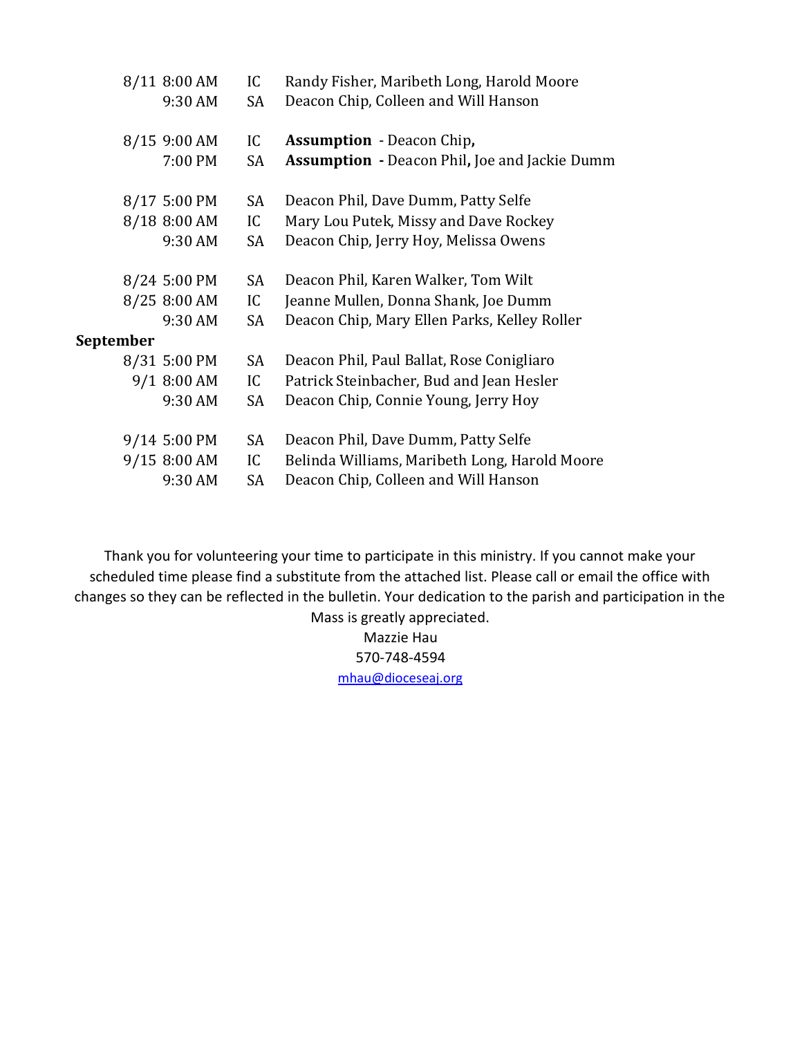| | | | |
|---|---|---|---|
| 8/11 | 8:00 AM | IC | Randy Fisher, Maribeth Long, Harold Moore |
| | 9:30 AM | SA | Deacon Chip, Colleen and Will Hanson |
| | | | |
| 8/15 | 9:00 AM | IC | **Assumption** - Deacon Chip**,** |
| | 7:00 PM | SA | **Assumption -** Deacon Phil**,** Joe and Jackie Dumm |
| | | | |
| 8/17 | 5:00 PM | SA | Deacon Phil, Dave Dumm, Patty Selfe |
| 8/18 | 8:00 AM | IC | Mary Lou Putek, Missy and Dave Rockey |
| | 9:30 AM | SA | Deacon Chip, Jerry Hoy, Melissa Owens |
| | | | |
| 8/24 | 5:00 PM | SA | Deacon Phil, Karen Walker, Tom Wilt |
| 8/25 | 8:00 AM | IC | Jeanne Mullen, Donna Shank, Joe Dumm |
| | 9:30 AM | SA | Deacon Chip, Mary Ellen Parks, Kelley Roller |
| **September** | | | |
| 8/31 | 5:00 PM | SA | Deacon Phil, Paul Ballat, Rose Conigliaro |
| 9/1 | 8:00 AM | IC | Patrick Steinbacher, Bud and Jean Hesler |
| | 9:30 AM | SA | Deacon Chip, Connie Young, Jerry Hoy |
| | | | |
| 9/14 | 5:00 PM | SA | Deacon Phil, Dave Dumm, Patty Selfe |
| 9/15 | 8:00 AM | IC | Belinda Williams, Maribeth Long, Harold Moore |
| | 9:30 AM | SA | Deacon Chip, Colleen and Will Hanson |

Thank you for volunteering your time to participate in this ministry. If you cannot make your scheduled time please find a substitute from the attached list. Please call or email the office with changes so they can be reflected in the bulletin. Your dedication to the parish and participation in the Mass is greatly appreciated.

Mazzie Hau
570-748-4594
mhau@dioceseaj.org